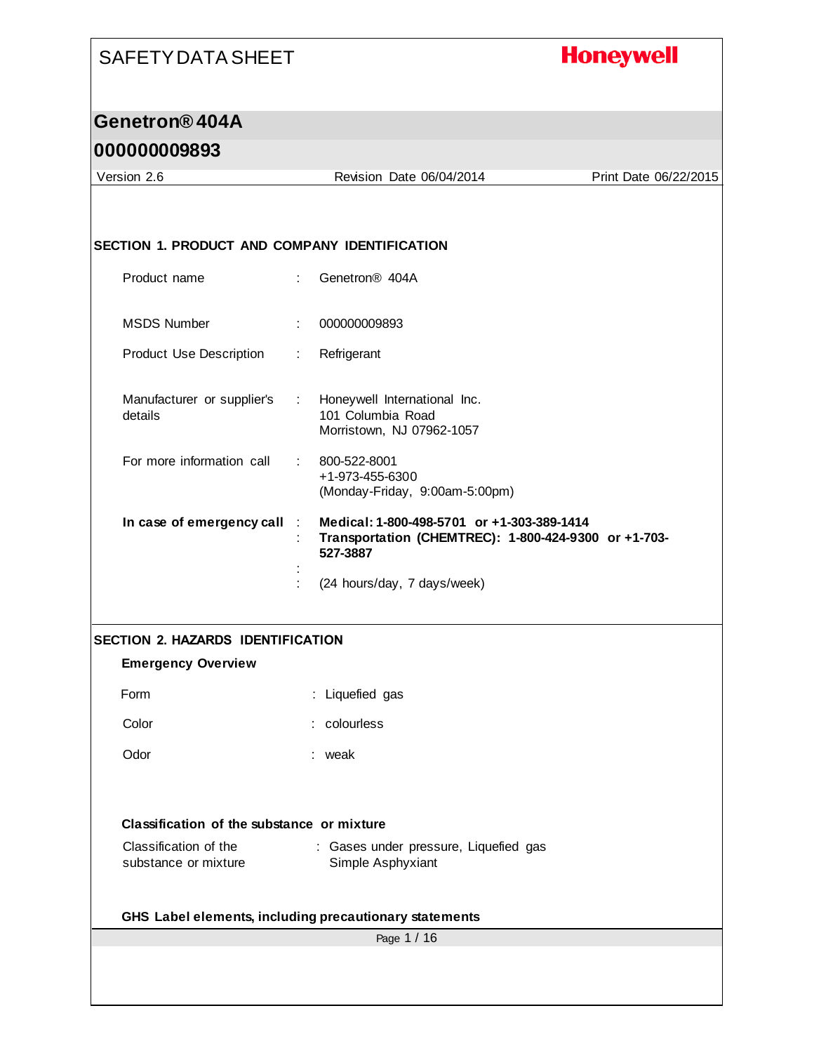# SAFETY DATA SHEET

**Honeywell**

## Genetron® 404A

## 000000009893

Version 2.6 | Revision Date 06/04/2014 | Print Date 06/22/2015

### SECTION 1. PRODUCT AND COMPANY IDENTIFICATION

Product name : Genetron® 404A

MSDS Number : 000000009893

Product Use Description : Refrigerant

Manufacturer or supplier's details : Honeywell International Inc.
101 Columbia Road
Morristown, NJ 07962-1057

For more information call : 800-522-8001
+1-973-455-6300
(Monday-Friday, 9:00am-5:00pm)

**In case of emergency call** : **Medical: 1-800-498-5701 or +1-303-389-1414**
: **Transportation (CHEMTREC): 1-800-424-9300 or +1-703-527-3887**
:
: (24 hours/day, 7 days/week)

### SECTION 2. HAZARDS IDENTIFICATION

**Emergency Overview**

Form : Liquefied gas

Color : colourless

Odor : weak

**Classification of the substance or mixture**

Classification of the substance or mixture : Gases under pressure, Liquefied gas
Simple Asphyxiant

**GHS Label elements, including precautionary statements**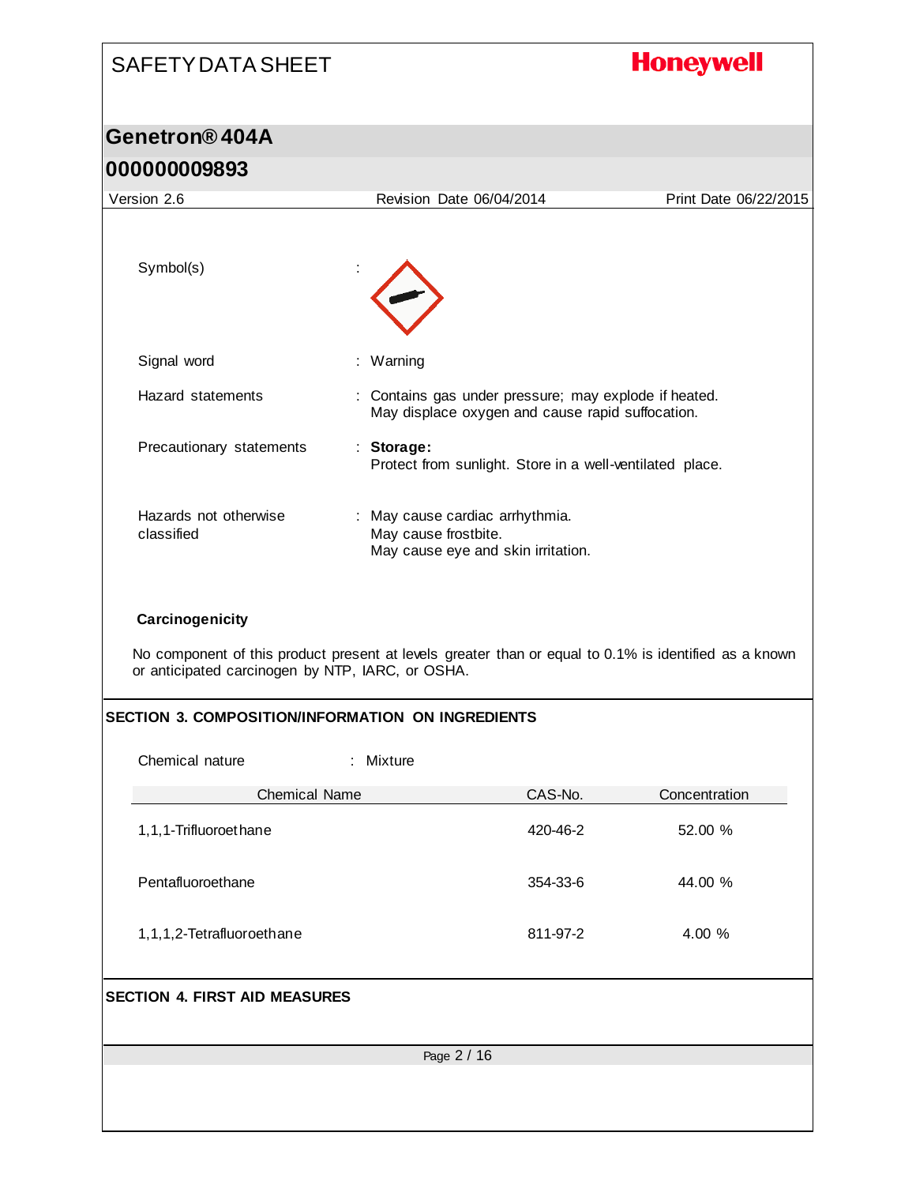Symbol(s) :

Signal word : Warning

Hazard statements : Contains gas under pressure; may explode if heated.
May displace oxygen and cause rapid suffocation.

Precautionary statements : **Storage:**
Protect from sunlight. Store in a well-ventilated place.

Hazards not otherwise classified : May cause cardiac arrhythmia.
May cause frostbite.
May cause eye and skin irritation.

**Carcinogenicity**

No component of this product present at levels greater than or equal to 0.1% is identified as a known or anticipated carcinogen by NTP, IARC, or OSHA.

## SECTION 3. COMPOSITION/INFORMATION ON INGREDIENTS

Chemical nature : Mixture

| Chemical Name | CAS-No. | Concentration |
|---|---|---|
| 1,1,1-Trifluoroethane | 420-46-2 | 52.00 % |
| Pentafluoroethane | 354-33-6 | 44.00 % |
| 1,1,1,2-Tetrafluoroethane | 811-97-2 | 4.00 % |

## SECTION 4. FIRST AID MEASURES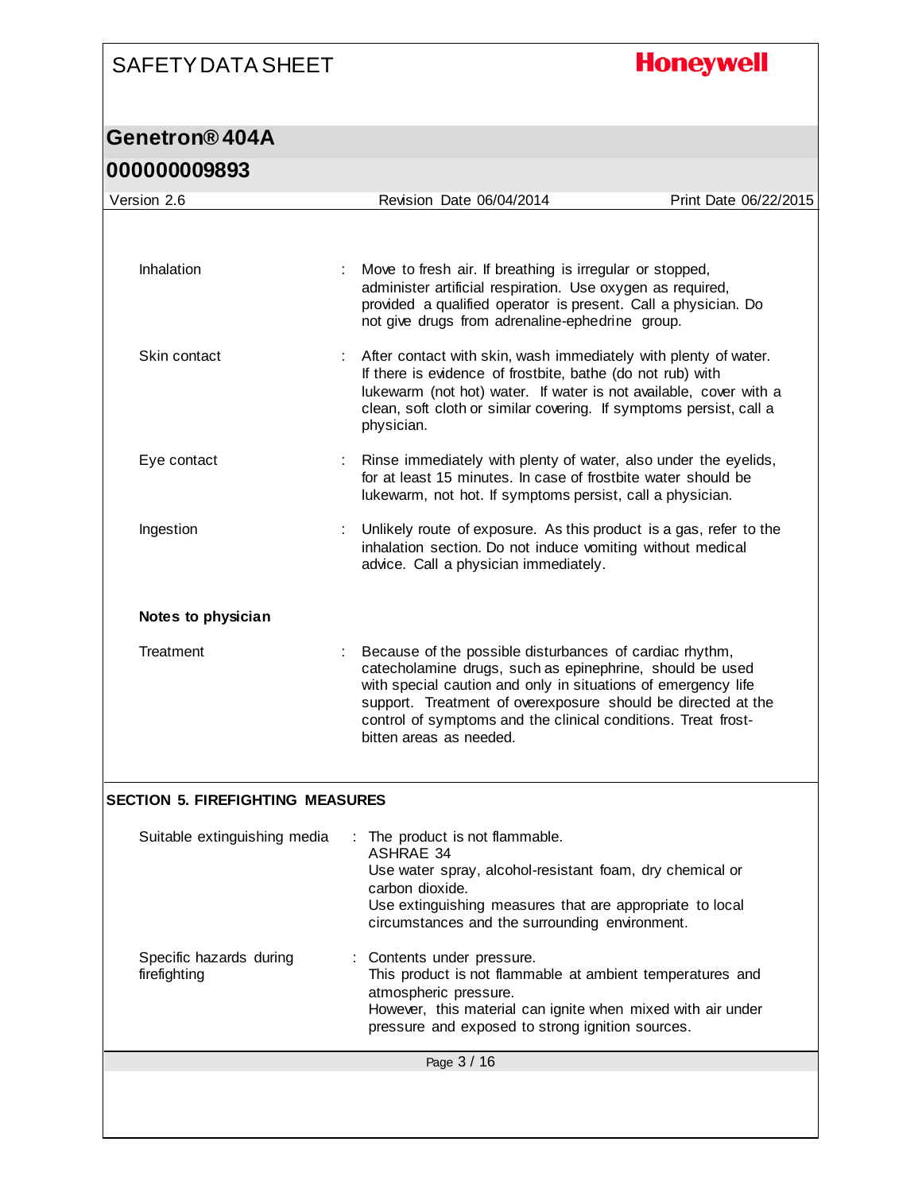| | |
|---|---|
| Inhalation | : Move to fresh air. If breathing is irregular or stopped, administer artificial respiration. Use oxygen as required, provided a qualified operator is present. Call a physician. Do not give drugs from adrenaline-ephedrine group. |
| Skin contact | : After contact with skin, wash immediately with plenty of water. If there is evidence of frostbite, bathe (do not rub) with lukewarm (not hot) water. If water is not available, cover with a clean, soft cloth or similar covering. If symptoms persist, call a physician. |
| Eye contact | : Rinse immediately with plenty of water, also under the eyelids, for at least 15 minutes. In case of frostbite water should be lukewarm, not hot. If symptoms persist, call a physician. |
| Ingestion | : Unlikely route of exposure. As this product is a gas, refer to the inhalation section. Do not induce vomiting without medical advice. Call a physician immediately. |

**Notes to physician**

| | |
|---|---|
| Treatment | : Because of the possible disturbances of cardiac rhythm, catecholamine drugs, such as epinephrine, should be used with special caution and only in situations of emergency life support. Treatment of overexposure should be directed at the control of symptoms and the clinical conditions. Treat frost-bitten areas as needed. |

## SECTION 5. FIREFIGHTING MEASURES

| | |
|---|---|
| Suitable extinguishing media | : The product is not flammable.<br>ASHRAE 34<br>Use water spray, alcohol-resistant foam, dry chemical or carbon dioxide.<br>Use extinguishing measures that are appropriate to local circumstances and the surrounding environment. |
| Specific hazards during firefighting | : Contents under pressure.<br>This product is not flammable at ambient temperatures and atmospheric pressure.<br>However, this material can ignite when mixed with air under pressure and exposed to strong ignition sources. |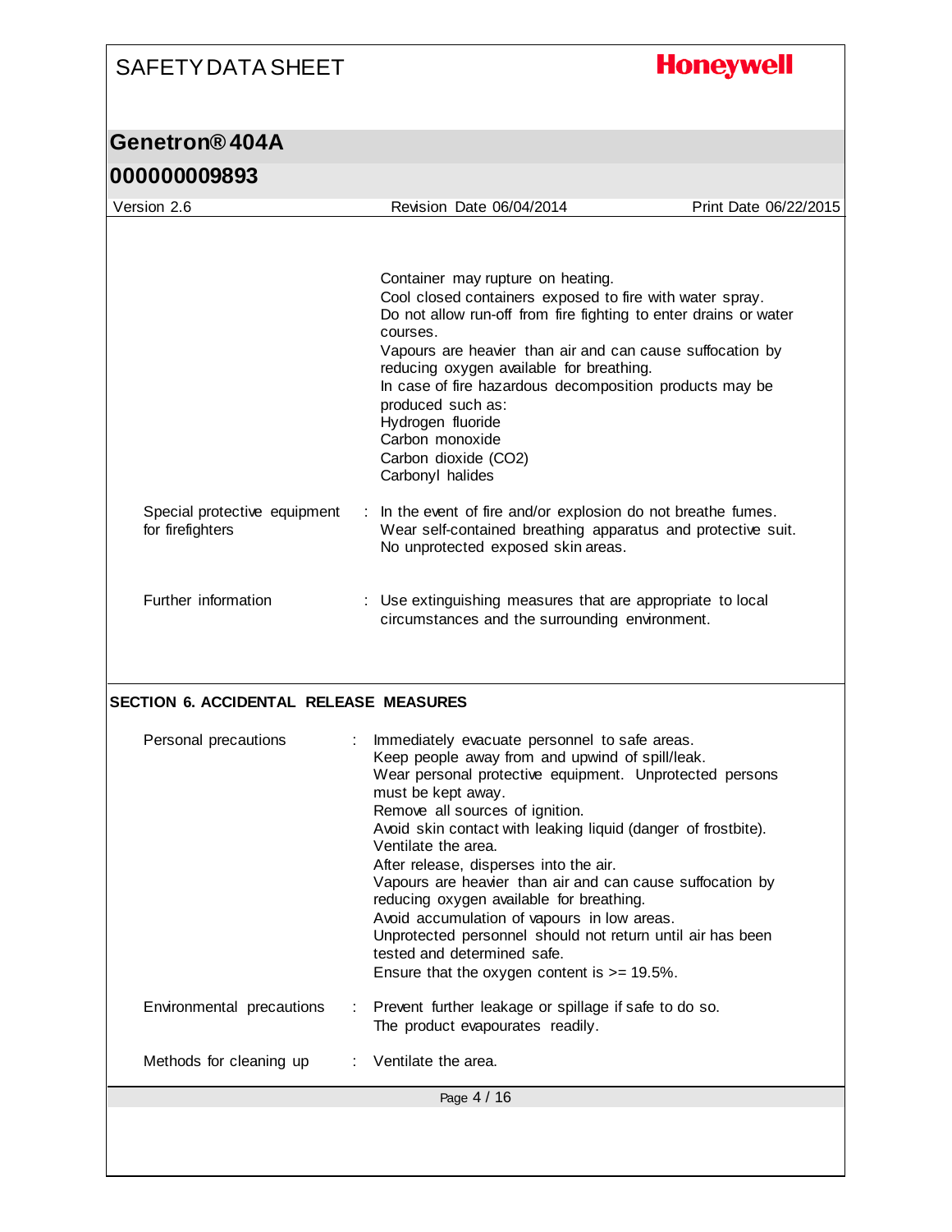Container may rupture on heating.
Cool closed containers exposed to fire with water spray.
Do not allow run-off from fire fighting to enter drains or water courses.
Vapours are heavier than air and can cause suffocation by reducing oxygen available for breathing.
In case of fire hazardous decomposition products may be produced such as:
Hydrogen fluoride
Carbon monoxide
Carbon dioxide ($CO_2$)
Carbonyl halides

| | | |
|---|---|---|
| Special protective equipment for firefighters | : | In the event of fire and/or explosion do not breathe fumes. Wear self-contained breathing apparatus and protective suit. No unprotected exposed skin areas. |
| Further information | : | Use extinguishing measures that are appropriate to local circumstances and the surrounding environment. |

## SECTION 6. ACCIDENTAL RELEASE MEASURES

| | | |
|---|---|---|
| Personal precautions | : | Immediately evacuate personnel to safe areas.<br>Keep people away from and upwind of spill/leak.<br>Wear personal protective equipment. Unprotected persons must be kept away.<br>Remove all sources of ignition.<br>Avoid skin contact with leaking liquid (danger of frostbite).<br>Ventilate the area.<br>After release, disperses into the air.<br>Vapours are heavier than air and can cause suffocation by reducing oxygen available for breathing.<br>Avoid accumulation of vapours in low areas.<br>Unprotected personnel should not return until air has been tested and determined safe.<br>Ensure that the oxygen content is >= 19.5%. |
| Environmental precautions | : | Prevent further leakage or spillage if safe to do so.<br>The product evapourates readily. |
| Methods for cleaning up | : | Ventilate the area. |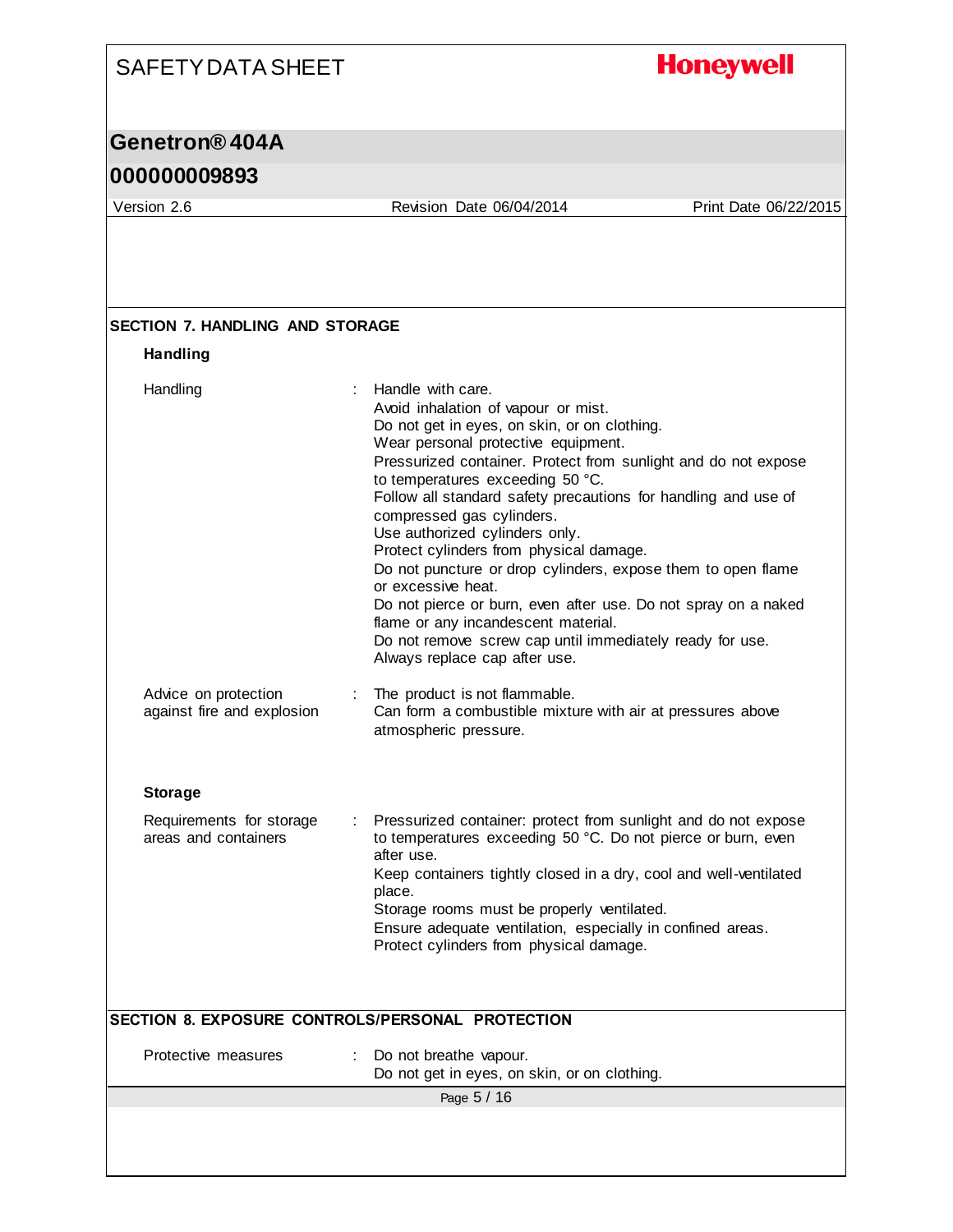## SECTION 7. HANDLING AND STORAGE

### Handling

| | |
|---|---|
| Handling | Handle with care.<br>Avoid inhalation of vapour or mist.<br>Do not get in eyes, on skin, or on clothing.<br>Wear personal protective equipment.<br>Pressurized container. Protect from sunlight and do not expose to temperatures exceeding 50 °C.<br>Follow all standard safety precautions for handling and use of compressed gas cylinders.<br>Use authorized cylinders only.<br>Protect cylinders from physical damage.<br>Do not puncture or drop cylinders, expose them to open flame or excessive heat.<br>Do not pierce or burn, even after use. Do not spray on a naked flame or any incandescent material.<br>Do not remove screw cap until immediately ready for use.<br>Always replace cap after use. |
| Advice on protection against fire and explosion | The product is not flammable.<br>Can form a combustible mixture with air at pressures above atmospheric pressure. |

### Storage

| | |
|---|---|
| Requirements for storage areas and containers | Pressurized container: protect from sunlight and do not expose to temperatures exceeding 50 °C. Do not pierce or burn, even after use.<br>Keep containers tightly closed in a dry, cool and well-ventilated place.<br>Storage rooms must be properly ventilated.<br>Ensure adequate ventilation, especially in confined areas.<br>Protect cylinders from physical damage. |

## SECTION 8. EXPOSURE CONTROLS/PERSONAL PROTECTION

| | |
|---|---|
| Protective measures | Do not breathe vapour.<br>Do not get in eyes, on skin, or on clothing. |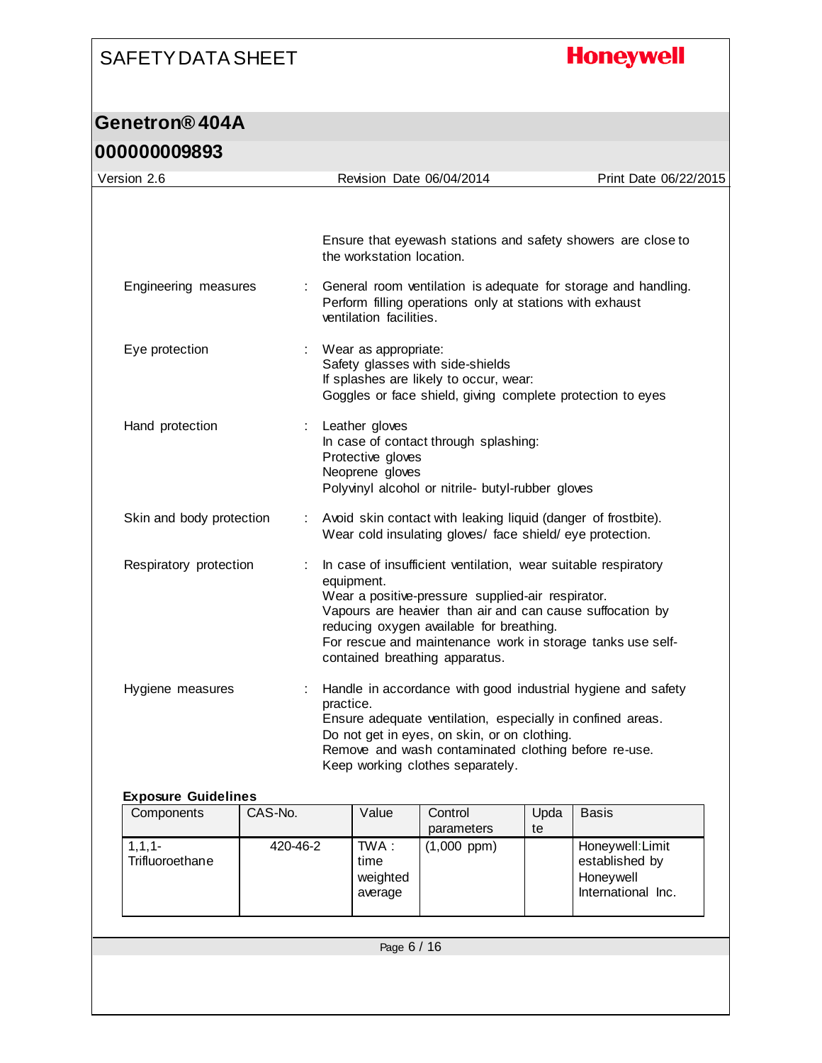Ensure that eyewash stations and safety showers are close to the workstation location.

Engineering measures : General room ventilation is adequate for storage and handling. Perform filling operations only at stations with exhaust ventilation facilities.

Eye protection : Wear as appropriate:
Safety glasses with side-shields
If splashes are likely to occur, wear:
Goggles or face shield, giving complete protection to eyes

Hand protection : Leather gloves
In case of contact through splashing:
Protective gloves
Neoprene gloves
Polyvinyl alcohol or nitrile- butyl-rubber gloves

Skin and body protection : Avoid skin contact with leaking liquid (danger of frostbite).
Wear cold insulating gloves/ face shield/ eye protection.

Respiratory protection : In case of insufficient ventilation, wear suitable respiratory equipment.
Wear a positive-pressure supplied-air respirator.
Vapours are heavier than air and can cause suffocation by reducing oxygen available for breathing.
For rescue and maintenance work in storage tanks use self-contained breathing apparatus.

Hygiene measures : Handle in accordance with good industrial hygiene and safety practice.
Ensure adequate ventilation, especially in confined areas.
Do not get in eyes, on skin, or on clothing.
Remove and wash contaminated clothing before re-use.
Keep working clothes separately.

**Exposure Guidelines**

| Components | CAS-No. | Value | Control parameters | Update | Basis |
|---|---|---|---|---|---|
| 1,1,1-Trifluoroethane | 420-46-2 | TWA : time weighted average | (1,000 ppm) | | Honeywell:Limit established by Honeywell International Inc. |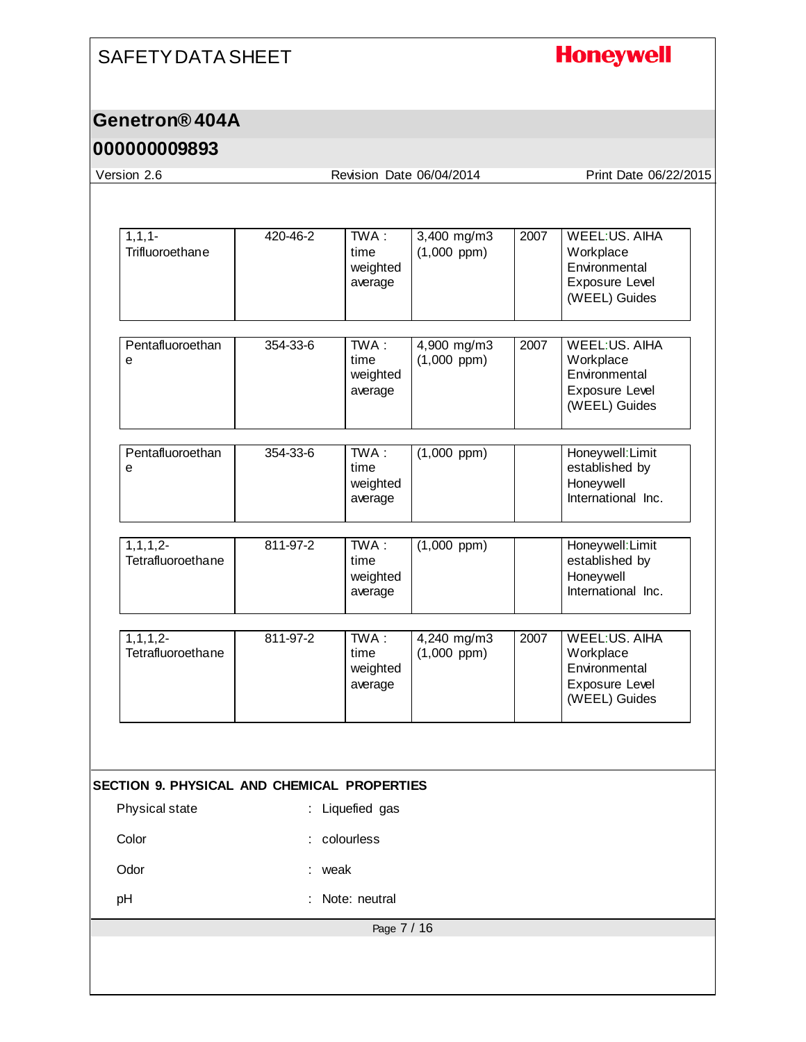| | | | | | |
|---|---|---|---|---|---|
| 1,1,1-Trifluoroethane | 420-46-2 | TWA : time weighted average | 3,400 mg/m3 (1,000 ppm) | 2007 | WEEL:US. AIHA Workplace Environmental Exposure Level (WEEL) Guides |
| Pentafluoroethane | 354-33-6 | TWA : time weighted average | 4,900 mg/m3 (1,000 ppm) | 2007 | WEEL:US. AIHA Workplace Environmental Exposure Level (WEEL) Guides |
| Pentafluoroethane | 354-33-6 | TWA : time weighted average | (1,000 ppm) | | Honeywell:Limit established by Honeywell International Inc. |
| 1,1,1,2-Tetrafluoroethane | 811-97-2 | TWA : time weighted average | (1,000 ppm) | | Honeywell:Limit established by Honeywell International Inc. |
| 1,1,1,2-Tetrafluoroethane | 811-97-2 | TWA : time weighted average | 4,240 mg/m3 (1,000 ppm) | 2007 | WEEL:US. AIHA Workplace Environmental Exposure Level (WEEL) Guides |

## SECTION 9. PHYSICAL AND CHEMICAL PROPERTIES

Physical state : Liquefied gas

Color : colourless

Odor : weak

pH : Note: neutral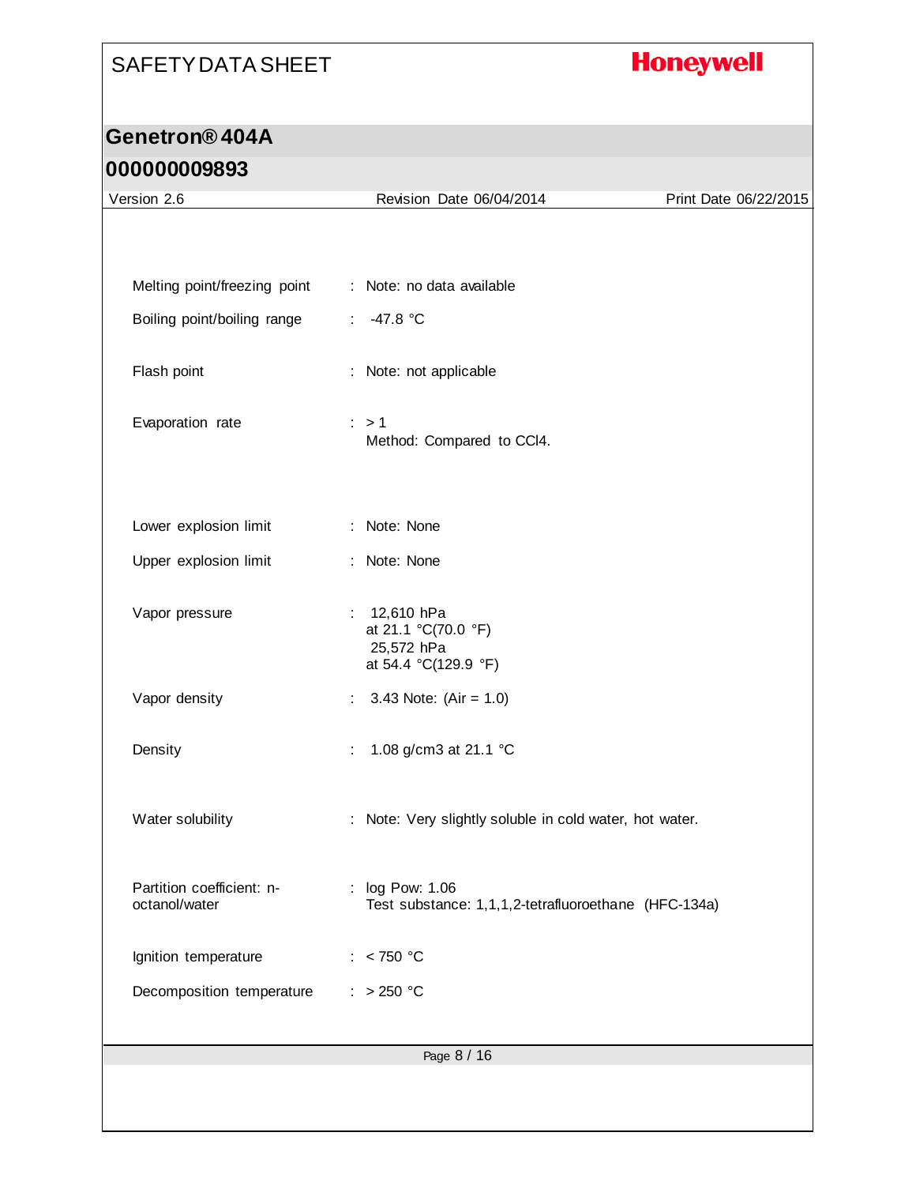| Property | | Value |
|---|---|---|
| Melting point/freezing point | : | Note: no data available |
| Boiling point/boiling range | : | -47.8 °C |
| Flash point | : | Note: not applicable |
| Evaporation rate | : | > 1<br>Method: Compared to $CCl_4$. |
| Lower explosion limit | : | Note: None |
| Upper explosion limit | : | Note: None |
| Vapor pressure | : | 12,610 hPa<br>at 21.1 °C(70.0 °F)<br>25,572 hPa<br>at 54.4 °C(129.9 °F) |
| Vapor density | : | 3.43 Note: (Air = 1.0) |
| Density | : | 1.08 g/cm3 at 21.1 °C |
| Water solubility | : | Note: Very slightly soluble in cold water, hot water. |
| Partition coefficient: n-octanol/water | : | log Pow: 1.06<br>Test substance: 1,1,1,2-tetrafluoroethane (HFC-134a) |
| Ignition temperature | : | < 750 °C |
| Decomposition temperature | : | > 250 °C |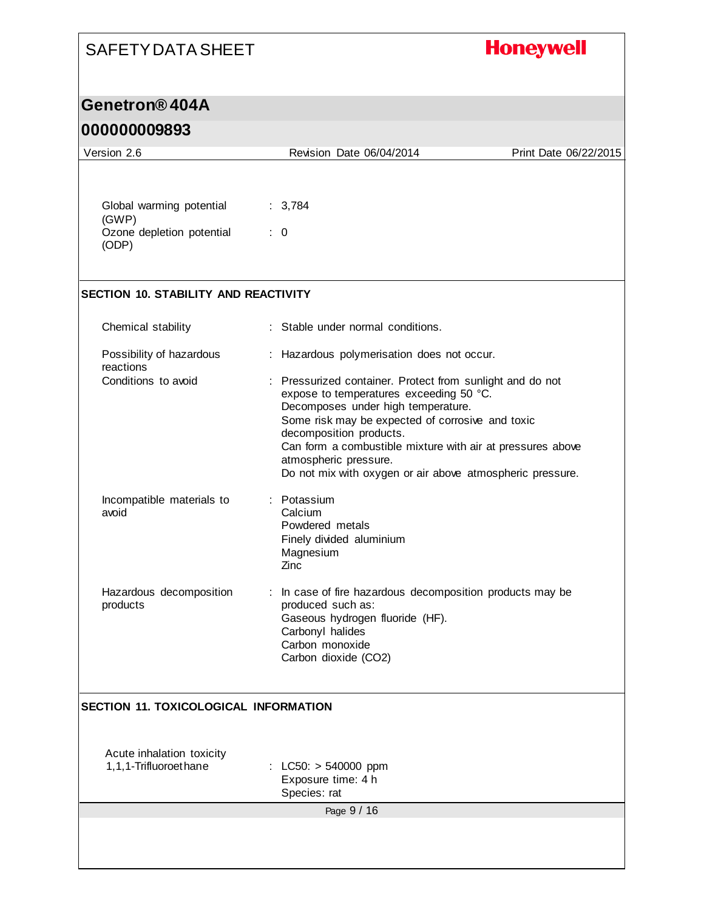| | |
|---|---|
| Global warming potential (GWP) | : 3,784 |
| Ozone depletion potential (ODP) | : 0 |

## SECTION 10. STABILITY AND REACTIVITY

| | |
|---|---|
| Chemical stability | : Stable under normal conditions. |
| Possibility of hazardous reactions | : Hazardous polymerisation does not occur. |
| Conditions to avoid | : Pressurized container. Protect from sunlight and do not expose to temperatures exceeding 50 °C.<br>Decomposes under high temperature.<br>Some risk may be expected of corrosive and toxic decomposition products.<br>Can form a combustible mixture with air at pressures above atmospheric pressure.<br>Do not mix with oxygen or air above atmospheric pressure. |
| Incompatible materials to avoid | : Potassium<br>Calcium<br>Powdered metals<br>Finely divided aluminium<br>Magnesium<br>Zinc |
| Hazardous decomposition products | : In case of fire hazardous decomposition products may be produced such as:<br>Gaseous hydrogen fluoride (HF).<br>Carbonyl halides<br>Carbon monoxide<br>Carbon dioxide ($CO_2$) |

## SECTION 11. TOXICOLOGICAL INFORMATION

Acute inhalation toxicity

| | |
|---|---|
| 1,1,1-Trifluoroethane | : LC50: > 540000 ppm<br>Exposure time: 4 h<br>Species: rat |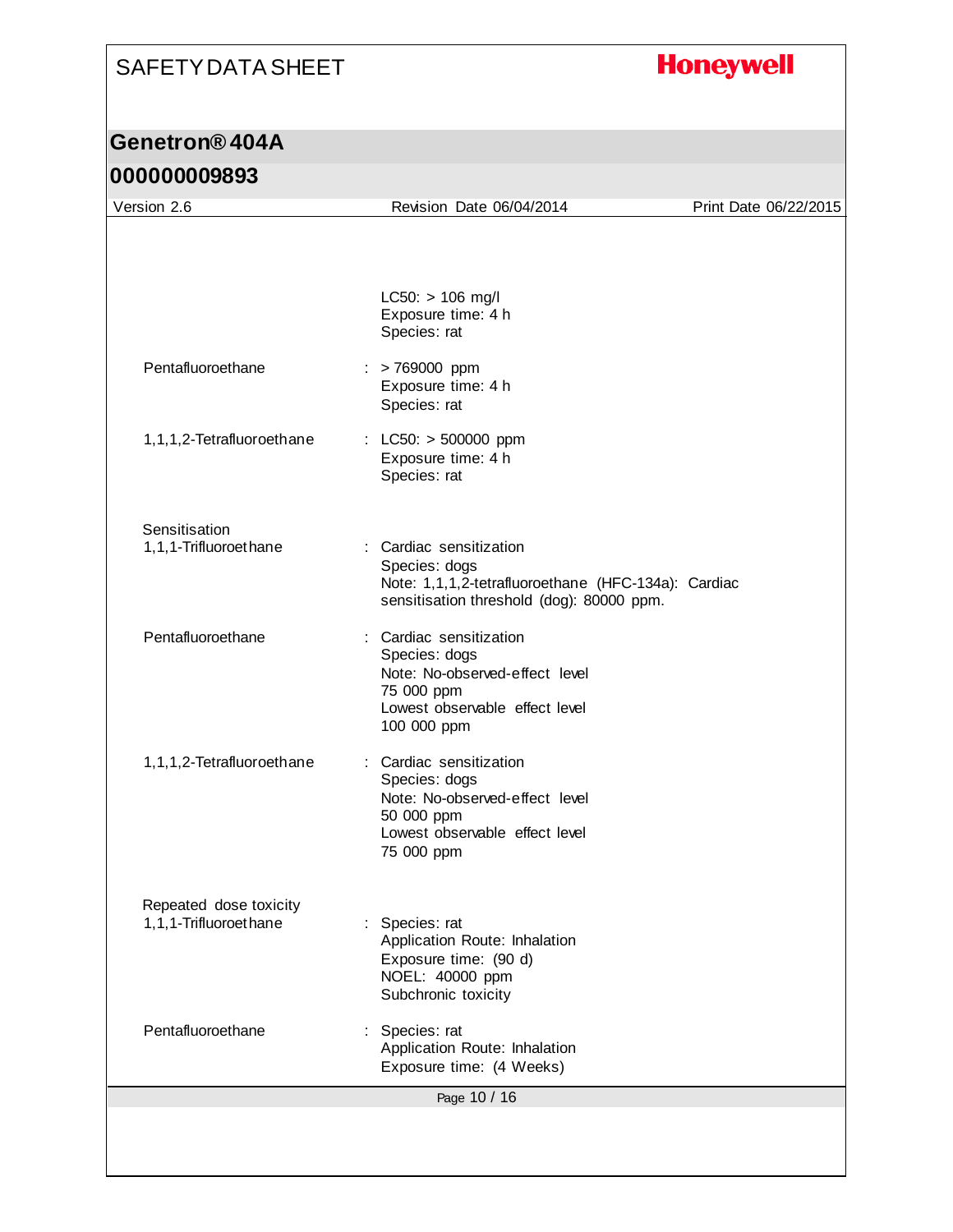LC50: > 106 mg/l
Exposure time: 4 h
Species: rat

Pentafluoroethane : > 769000 ppm
Exposure time: 4 h
Species: rat

1,1,1,2-Tetrafluoroethane : LC50: > 500000 ppm
Exposure time: 4 h
Species: rat

Sensitisation

1,1,1-Trifluoroethane : Cardiac sensitization
Species: dogs
Note: 1,1,1,2-tetrafluoroethane (HFC-134a): Cardiac sensitisation threshold (dog): 80000 ppm.

Pentafluoroethane : Cardiac sensitization
Species: dogs
Note: No-observed-effect level
75 000 ppm
Lowest observable effect level
100 000 ppm

1,1,1,2-Tetrafluoroethane : Cardiac sensitization
Species: dogs
Note: No-observed-effect level
50 000 ppm
Lowest observable effect level
75 000 ppm

Repeated dose toxicity

1,1,1-Trifluoroethane : Species: rat
Application Route: Inhalation
Exposure time: (90 d)
NOEL: 40000 ppm
Subchronic toxicity

Pentafluoroethane : Species: rat
Application Route: Inhalation
Exposure time: (4 Weeks)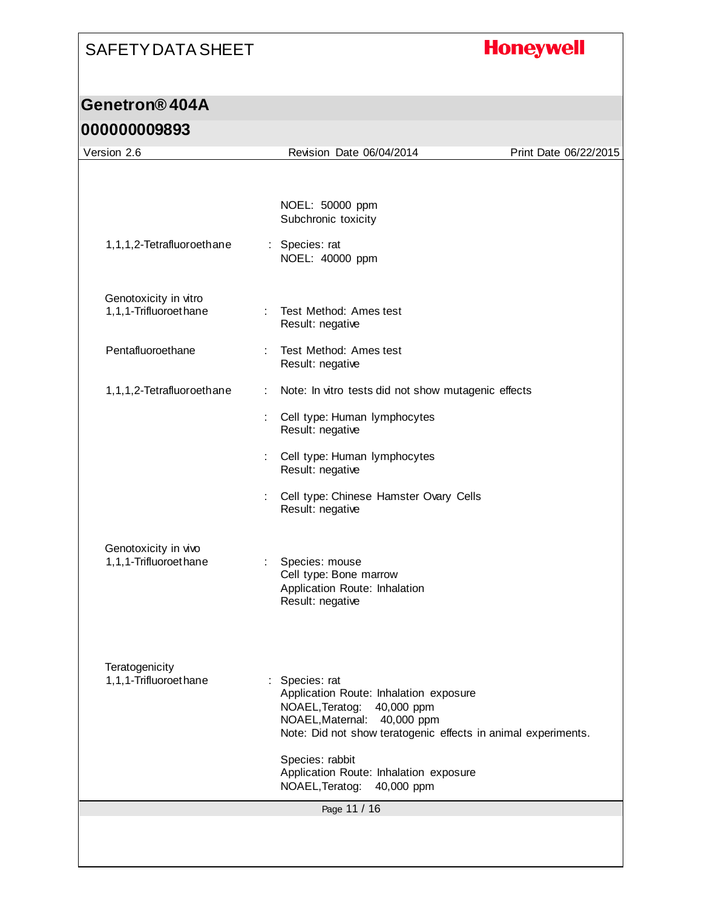NOEL: 50000 ppm
Subchronic toxicity

1,1,1,2-Tetrafluoroethane : Species: rat
NOEL: 40000 ppm

Genotoxicity in vitro

1,1,1-Trifluoroethane : Test Method: Ames test
Result: negative

Pentafluoroethane : Test Method: Ames test
Result: negative

1,1,1,2-Tetrafluoroethane : Note: In vitro tests did not show mutagenic effects

: Cell type: Human lymphocytes
Result: negative

: Cell type: Human lymphocytes
Result: negative

: Cell type: Chinese Hamster Ovary Cells
Result: negative

Genotoxicity in vivo

1,1,1-Trifluoroethane : Species: mouse
Cell type: Bone marrow
Application Route: Inhalation
Result: negative

Teratogenicity

1,1,1-Trifluoroethane : Species: rat
Application Route: Inhalation exposure
NOAEL,Teratog: 40,000 ppm
NOAEL,Maternal: 40,000 ppm
Note: Did not show teratogenic effects in animal experiments.

Species: rabbit
Application Route: Inhalation exposure
NOAEL,Teratog: 40,000 ppm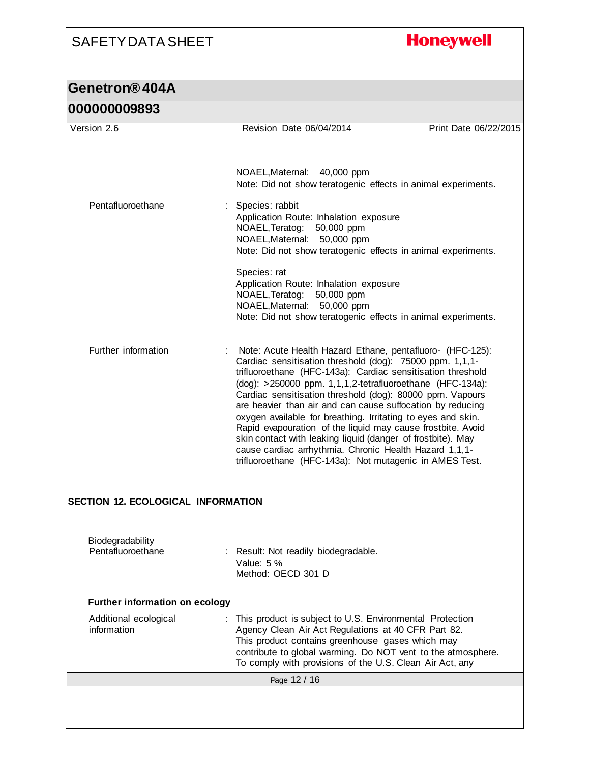| | |
|---|---|
| | NOAEL,Maternal: 40,000 ppm<br>Note: Did not show teratogenic effects in animal experiments. |
| Pentafluoroethane | : Species: rabbit<br>Application Route: Inhalation exposure<br>NOAEL,Teratog: 50,000 ppm<br>NOAEL,Maternal: 50,000 ppm<br>Note: Did not show teratogenic effects in animal experiments.<br><br>Species: rat<br>Application Route: Inhalation exposure<br>NOAEL,Teratog: 50,000 ppm<br>NOAEL,Maternal: 50,000 ppm<br>Note: Did not show teratogenic effects in animal experiments. |
| Further information | : Note: Acute Health Hazard Ethane, pentafluoro- (HFC-125): Cardiac sensitisation threshold (dog): 75000 ppm. 1,1,1-trifluoroethane (HFC-143a): Cardiac sensitisation threshold (dog): >250000 ppm. 1,1,1,2-tetrafluoroethane (HFC-134a): Cardiac sensitisation threshold (dog): 80000 ppm. Vapours are heavier than air and can cause suffocation by reducing oxygen available for breathing. Irritating to eyes and skin. Rapid evapouration of the liquid may cause frostbite. Avoid skin contact with leaking liquid (danger of frostbite). May cause cardiac arrhythmia. Chronic Health Hazard 1,1,1-trifluoroethane (HFC-143a): Not mutagenic in AMES Test. |

## SECTION 12. ECOLOGICAL INFORMATION

| | |
|---|---|
| Biodegradability<br>Pentafluoroethane | : Result: Not readily biodegradable.<br>Value: 5 %<br>Method: OECD 301 D |

**Further information on ecology**

| | |
|---|---|
| Additional ecological information | : This product is subject to U.S. Environmental Protection Agency Clean Air Act Regulations at 40 CFR Part 82.<br>This product contains greenhouse gases which may contribute to global warming. Do NOT vent to the atmosphere.<br>To comply with provisions of the U.S. Clean Air Act, any |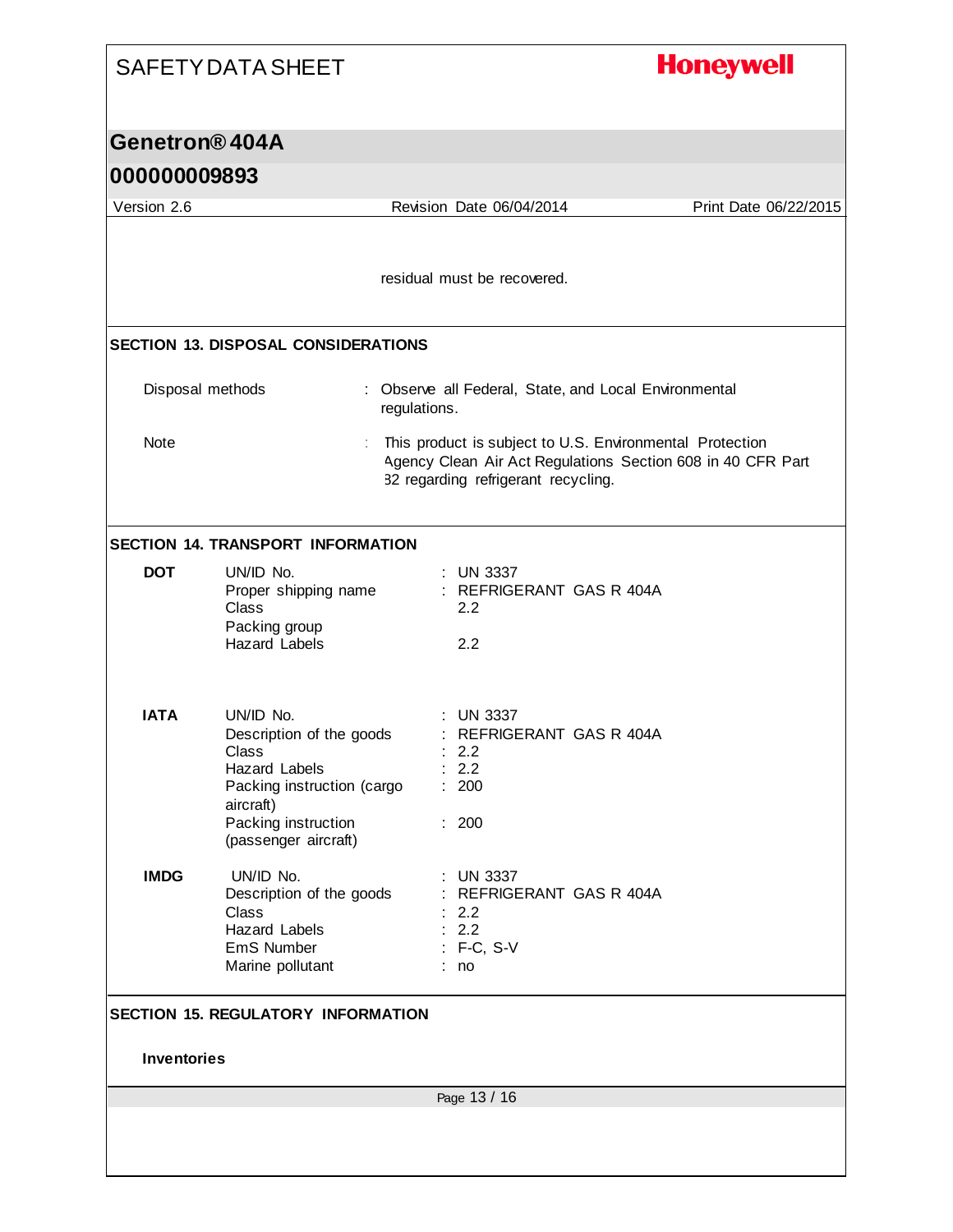residual must be recovered.

## SECTION 13. DISPOSAL CONSIDERATIONS

| | |
|---|---|
| Disposal methods | : Observe all Federal, State, and Local Environmental regulations. |
| Note | : This product is subject to U.S. Environmental Protection Agency Clean Air Act Regulations Section 608 in 40 CFR Part 82 regarding refrigerant recycling. |

## SECTION 14. TRANSPORT INFORMATION

**DOT**

| | |
|---|---|
| UN/ID No. | : UN 3337 |
| Proper shipping name | : REFRIGERANT GAS R 404A |
| Class | 2.2 |
| Packing group | |
| Hazard Labels | 2.2 |

**IATA**

| | |
|---|---|
| UN/ID No. | : UN 3337 |
| Description of the goods | : REFRIGERANT GAS R 404A |
| Class | : 2.2 |
| Hazard Labels | : 2.2 |
| Packing instruction (cargo aircraft) | : 200 |
| Packing instruction (passenger aircraft) | : 200 |

**IMDG**

| | |
|---|---|
| UN/ID No. | : UN 3337 |
| Description of the goods | : REFRIGERANT GAS R 404A |
| Class | : 2.2 |
| Hazard Labels | : 2.2 |
| EmS Number | : F-C, S-V |
| Marine pollutant | : no |

## SECTION 15. REGULATORY INFORMATION

**Inventories**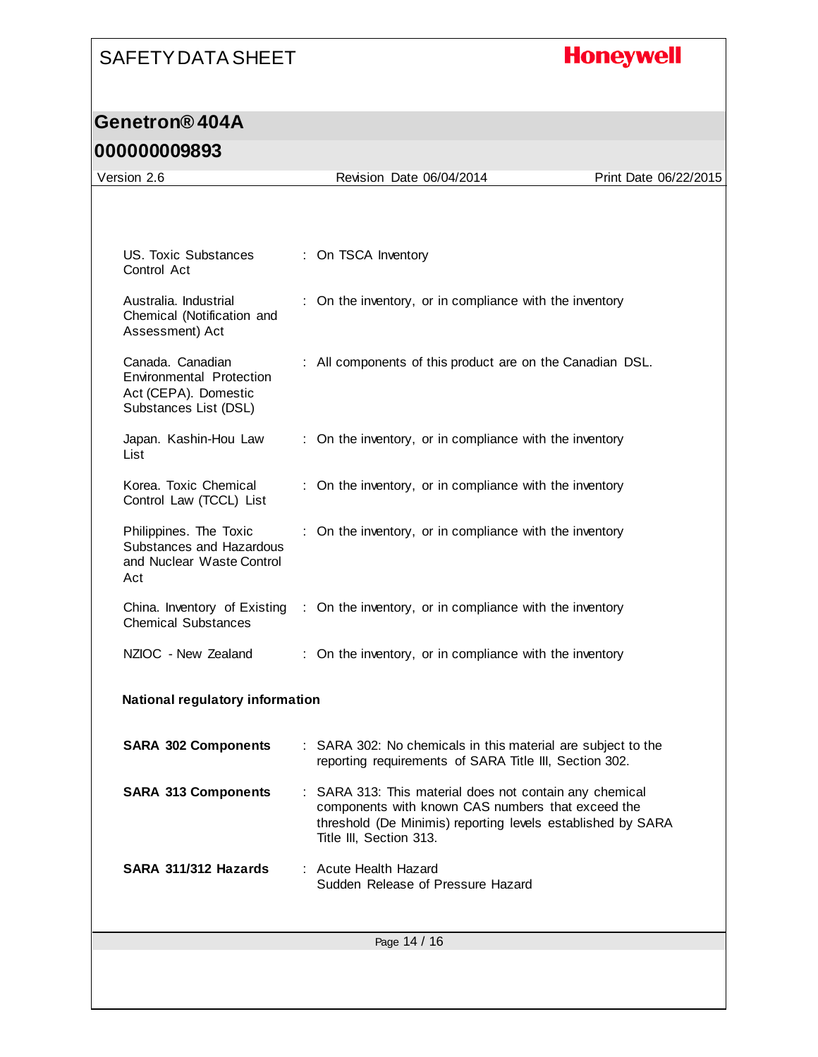| | |
|---|---|
| US. Toxic Substances Control Act | : On TSCA Inventory |
| Australia. Industrial Chemical (Notification and Assessment) Act | : On the inventory, or in compliance with the inventory |
| Canada. Canadian Environmental Protection Act (CEPA). Domestic Substances List (DSL) | : All components of this product are on the Canadian DSL. |
| Japan. Kashin-Hou Law List | : On the inventory, or in compliance with the inventory |
| Korea. Toxic Chemical Control Law (TCCL) List | : On the inventory, or in compliance with the inventory |
| Philippines. The Toxic Substances and Hazardous and Nuclear Waste Control Act | : On the inventory, or in compliance with the inventory |
| China. Inventory of Existing Chemical Substances | : On the inventory, or in compliance with the inventory |
| NZIOC - New Zealand | : On the inventory, or in compliance with the inventory |

**National regulatory information**

| | |
|---|---|
| **SARA 302 Components** | : SARA 302: No chemicals in this material are subject to the reporting requirements of SARA Title III, Section 302. |
| **SARA 313 Components** | : SARA 313: This material does not contain any chemical components with known CAS numbers that exceed the threshold (De Minimis) reporting levels established by SARA Title III, Section 313. |
| **SARA 311/312 Hazards** | : Acute Health Hazard<br>Sudden Release of Pressure Hazard |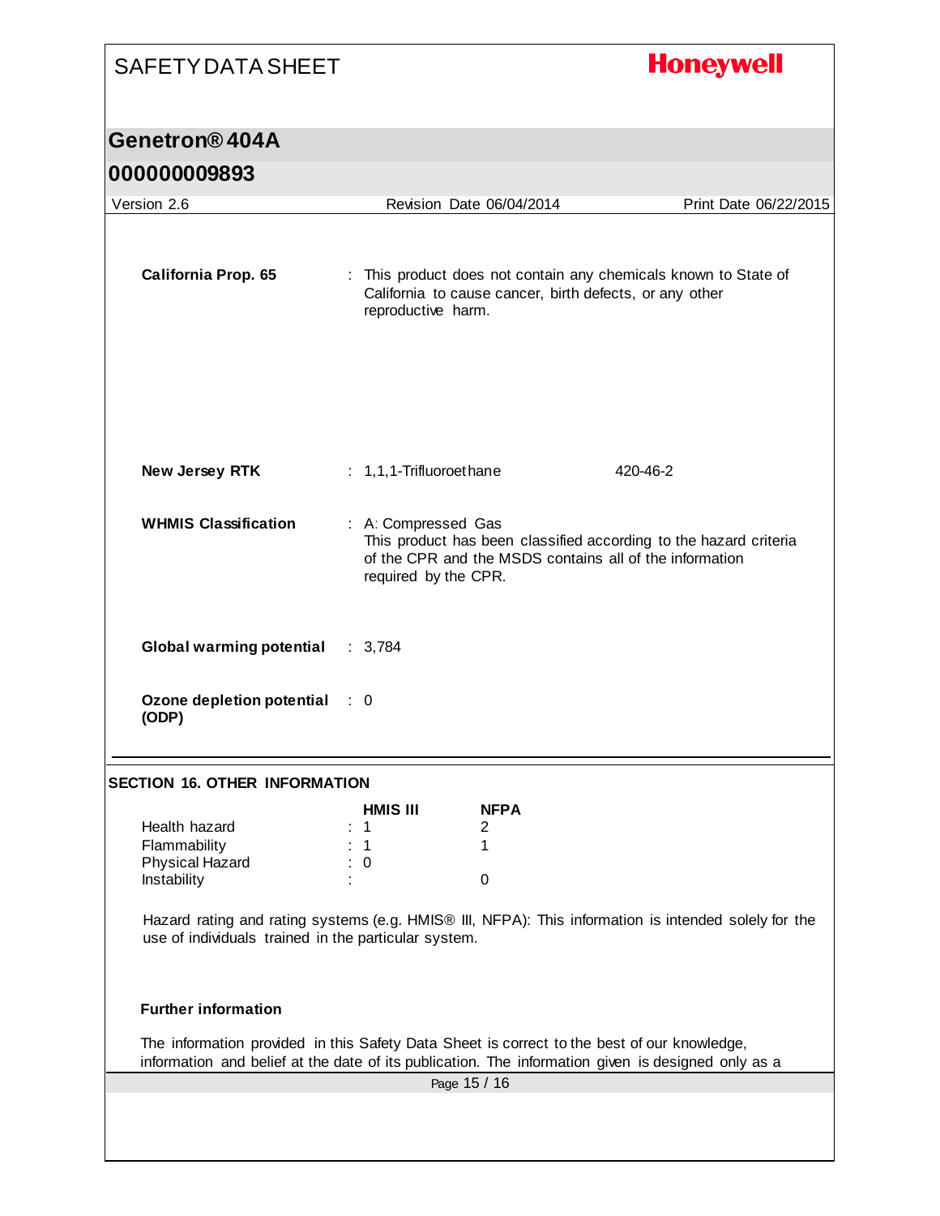**California Prop. 65** : This product does not contain any chemicals known to State of California to cause cancer, birth defects, or any other reproductive harm.

**New Jersey RTK** : 1,1,1-Trifluoroethane 420-46-2

**WHMIS Classification** : A: Compressed Gas
This product has been classified according to the hazard criteria of the CPR and the MSDS contains all of the information required by the CPR.

**Global warming potential** : 3,784

**Ozone depletion potential (ODP)** : 0

## SECTION 16. OTHER INFORMATION

| | HMIS III | NFPA |
|---|---|---|
| Health hazard | 1 | 2 |
| Flammability | 1 | 1 |
| Physical Hazard | 0 | |
| Instability | | 0 |

Hazard rating and rating systems (e.g. HMIS® III, NFPA): This information is intended solely for the use of individuals trained in the particular system.

**Further information**

The information provided in this Safety Data Sheet is correct to the best of our knowledge, information and belief at the date of its publication. The information given is designed only as a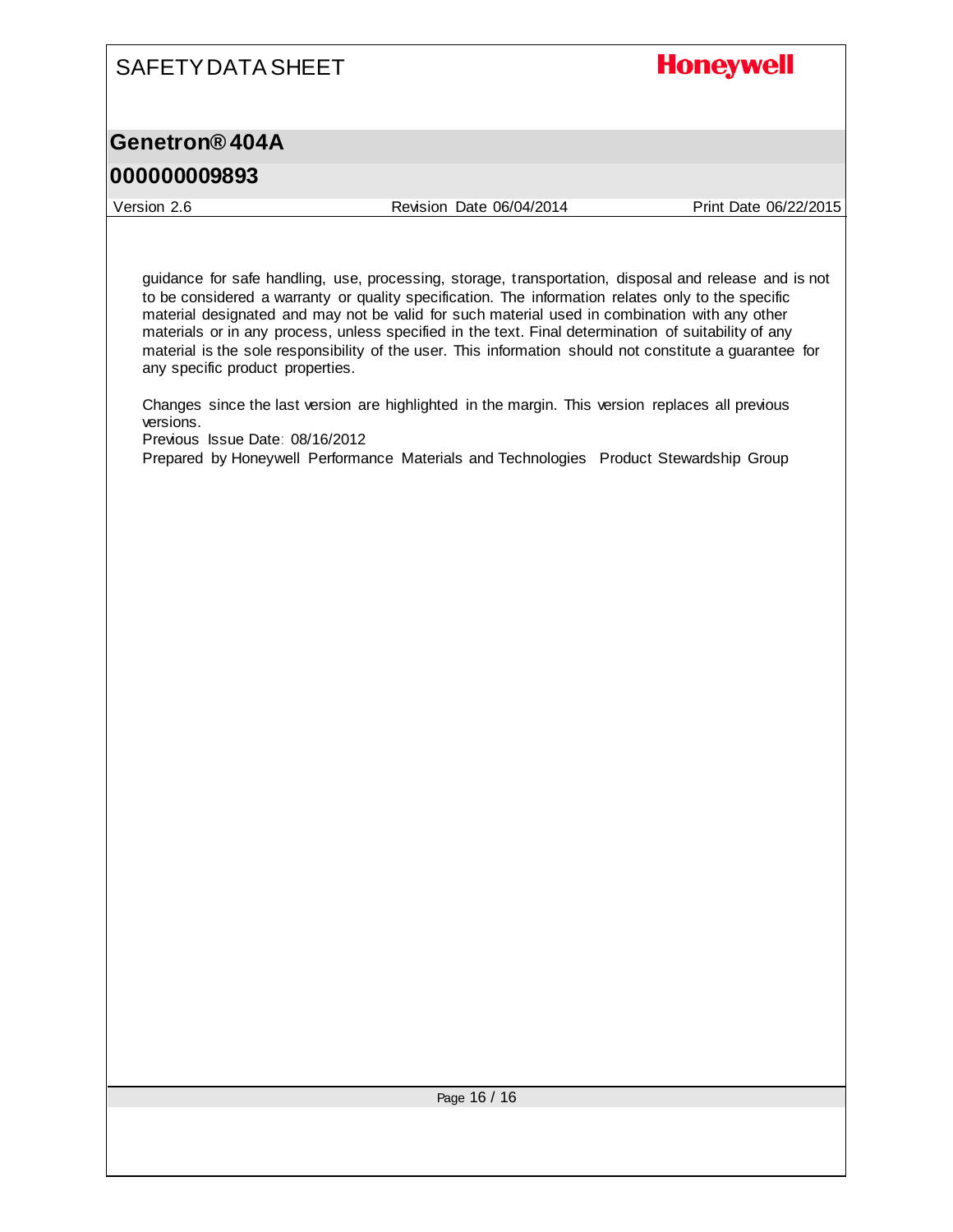guidance for safe handling, use, processing, storage, transportation, disposal and release and is not to be considered a warranty or quality specification. The information relates only to the specific material designated and may not be valid for such material used in combination with any other materials or in any process, unless specified in the text. Final determination of suitability of any material is the sole responsibility of the user. This information should not constitute a guarantee for any specific product properties.

Changes since the last version are highlighted in the margin. This version replaces all previous versions.
Previous Issue Date: 08/16/2012
Prepared by Honeywell Performance Materials and Technologies Product Stewardship Group